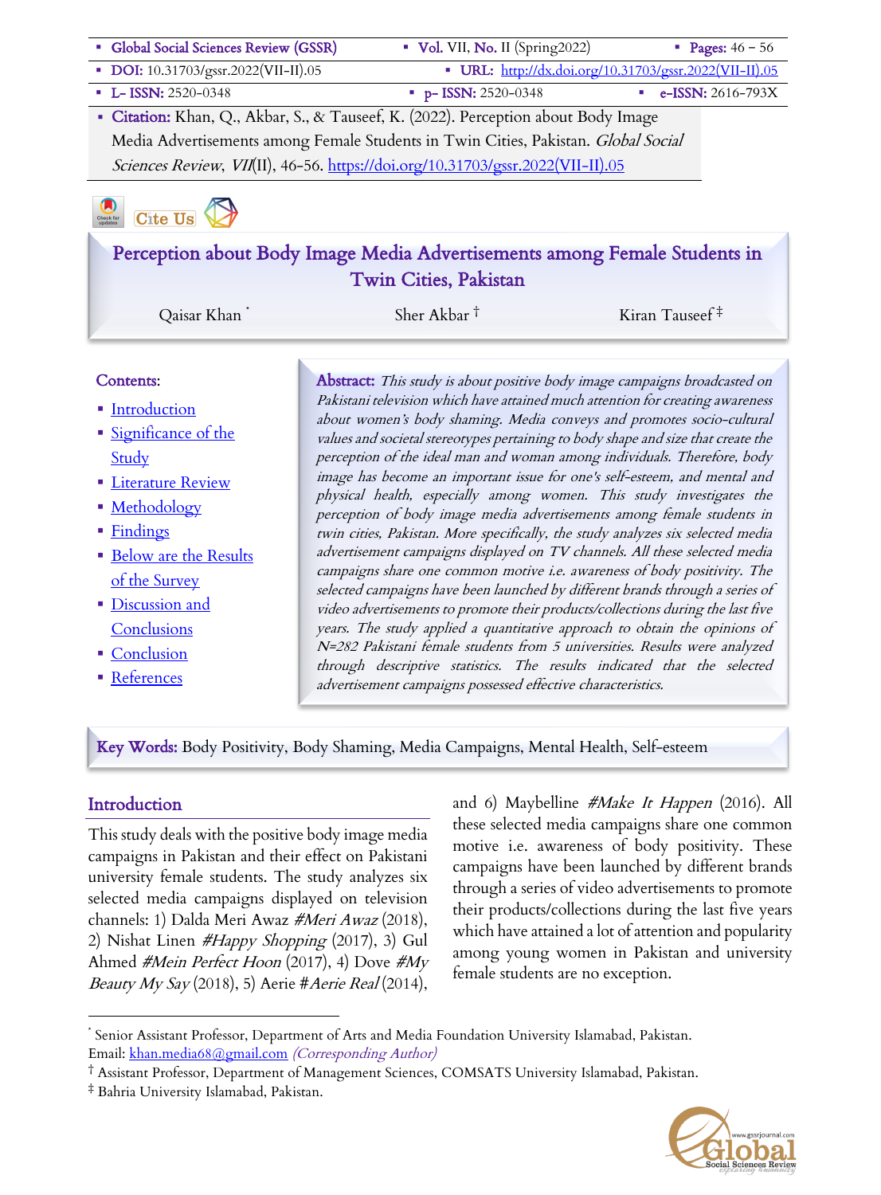- **Global Social Sciences Review (GSSR)** ▪ **Vol.** VII, **No.** II (Spring2022) ▪ **Pages:** 46 – 56
- **DOI:** 10.31703/gssr.2022(VII-II).05 ▪ **URL:** http://dx.doi.org/10.31703/gssr.2022(VII-II).05
- **L- ISSN:** 2520-0348 ▪ **p- ISSN:** 2520-0348 ▪ **e-ISSN:** 2616-793X
- **Citation:** Khan, Q., Akbar, S., & Tauseef, K. (2022). Perception about Body Image Media Advertisements among Female Students in Twin Cities, Pakistan. *Global Social Sciences Review*, *VII*(II), 46-56. https://doi.org/10.31703/gssr.2022(VII-II).05

# Perception about Body Image Media Advertisements among Female Students in Twin Cities, Pakistan

Qaisar Khan [*] Sher Akbar [†] Kiran Tauseef [‡]

**Contents:**

- Introduction
- Significance of the Study
- Literature Review
- Methodology
- Findings
- Below are the Results of the Survey
- Discussion and Conclusions
- Conclusion
- References

**Abstract:** *This study is about positive body image campaigns broadcasted on Pakistani television which have attained much attention for creating awareness about women's body shaming. Media conveys and promotes socio-cultural values and societal stereotypes pertaining to body shape and size that create the perception of the ideal man and woman among individuals. Therefore, body image has become an important issue for one's self-esteem, and mental and physical health, especially among women. This study investigates the perception of body image media advertisements among female students in twin cities, Pakistan. More specifically, the study analyzes six selected media advertisement campaigns displayed on TV channels. All these selected media campaigns share one common motive i.e. awareness of body positivity. The selected campaigns have been launched by different brands through a series of video advertisements to promote their products/collections during the last five years. The study applied a quantitative approach to obtain the opinions of N=282 Pakistani female students from 5 universities. Results were analyzed through descriptive statistics. The results indicated that the selected advertisement campaigns possessed effective characteristics.*

**Key Words:** Body Positivity, Body Shaming, Media Campaigns, Mental Health, Self-esteem

## Introduction

This study deals with the positive body image media campaigns in Pakistan and their effect on Pakistani university female students. The study analyzes six selected media campaigns displayed on television channels: 1) Dalda Meri Awaz *#Meri Awaz* (2018), 2) Nishat Linen *#Happy Shopping* (2017), 3) Gul Ahmed *#Mein Perfect Hoon* (2017), 4) Dove *#My Beauty My Say* (2018), 5) Aerie *#Aerie Real* (2014), and 6) Maybelline *#Make It Happen* (2016). All these selected media campaigns share one common motive i.e. awareness of body positivity. These campaigns have been launched by different brands through a series of video advertisements to promote their products/collections during the last five years which have attained a lot of attention and popularity among young women in Pakistan and university female students are no exception.

---

[*] Senior Assistant Professor, Department of Arts and Media Foundation University Islamabad, Pakistan. Email: khan.media68@gmail.com *(Corresponding Author)*

[†] Assistant Professor, Department of Management Sciences, COMSATS University Islamabad, Pakistan.

[‡] Bahria University Islamabad, Pakistan.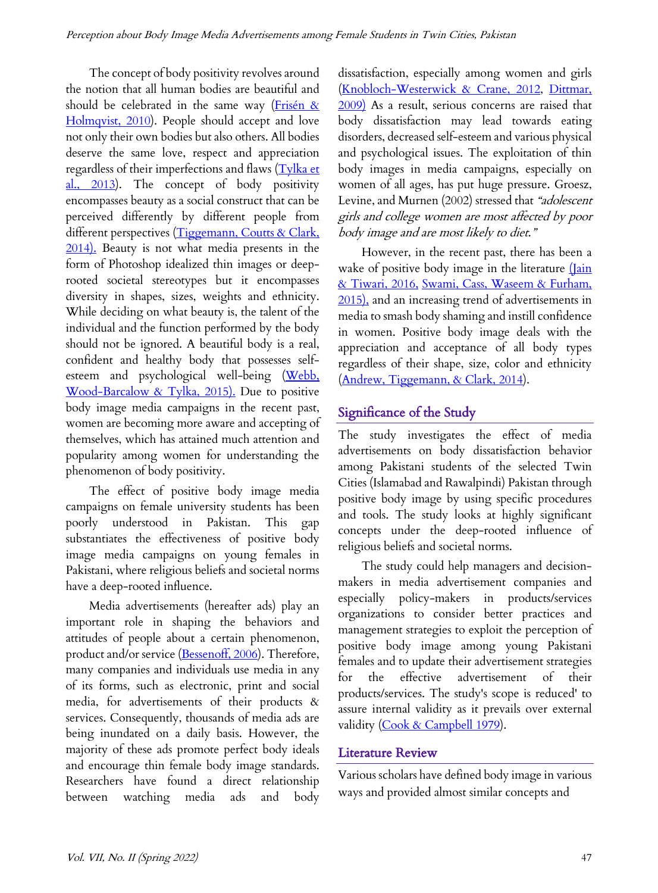The concept of body positivity revolves around the notion that all human bodies are beautiful and should be celebrated in the same way (Frisén & Holmqvist, 2010). People should accept and love not only their own bodies but also others. All bodies deserve the same love, respect and appreciation regardless of their imperfections and flaws (Tylka et al., 2013). The concept of body positivity encompasses beauty as a social construct that can be perceived differently by different people from different perspectives (Tiggemann, Coutts & Clark, 2014). Beauty is not what media presents in the form of Photoshop idealized thin images or deep-rooted societal stereotypes but it encompasses diversity in shapes, sizes, weights and ethnicity. While deciding on what beauty is, the talent of the individual and the function performed by the body should not be ignored. A beautiful body is a real, confident and healthy body that possesses self-esteem and psychological well-being (Webb, Wood-Barcalow & Tylka, 2015). Due to positive body image media campaigns in the recent past, women are becoming more aware and accepting of themselves, which has attained much attention and popularity among women for understanding the phenomenon of body positivity.

The effect of positive body image media campaigns on female university students has been poorly understood in Pakistan. This gap substantiates the effectiveness of positive body image media campaigns on young females in Pakistani, where religious beliefs and societal norms have a deep-rooted influence.

Media advertisements (hereafter ads) play an important role in shaping the behaviors and attitudes of people about a certain phenomenon, product and/or service (Bessenoff, 2006). Therefore, many companies and individuals use media in any of its forms, such as electronic, print and social media, for advertisements of their products & services. Consequently, thousands of media ads are being inundated on a daily basis. However, the majority of these ads promote perfect body ideals and encourage thin female body image standards. Researchers have found a direct relationship between watching media ads and body dissatisfaction, especially among women and girls (Knobloch-Westerwick & Crane, 2012, Dittmar, 2009) As a result, serious concerns are raised that body dissatisfaction may lead towards eating disorders, decreased self-esteem and various physical and psychological issues. The exploitation of thin body images in media campaigns, especially on women of all ages, has put huge pressure. Groesz, Levine, and Murnen (2002) stressed that *"adolescent girls and college women are most affected by poor body image and are most likely to diet."*

However, in the recent past, there has been a wake of positive body image in the literature (Jain & Tiwari, 2016, Swami, Cass, Waseem & Furham, 2015), and an increasing trend of advertisements in media to smash body shaming and instill confidence in women. Positive body image deals with the appreciation and acceptance of all body types regardless of their shape, size, color and ethnicity (Andrew, Tiggemann, & Clark, 2014).

## Significance of the Study

The study investigates the effect of media advertisements on body dissatisfaction behavior among Pakistani students of the selected Twin Cities (Islamabad and Rawalpindi) Pakistan through positive body image by using specific procedures and tools. The study looks at highly significant concepts under the deep-rooted influence of religious beliefs and societal norms.

The study could help managers and decision-makers in media advertisement companies and especially policy-makers in products/services organizations to consider better practices and management strategies to exploit the perception of positive body image among young Pakistani females and to update their advertisement strategies for the effective advertisement of their products/services. The study's scope is reduced' to assure internal validity as it prevails over external validity (Cook & Campbell 1979).

## Literature Review

Various scholars have defined body image in various ways and provided almost similar concepts and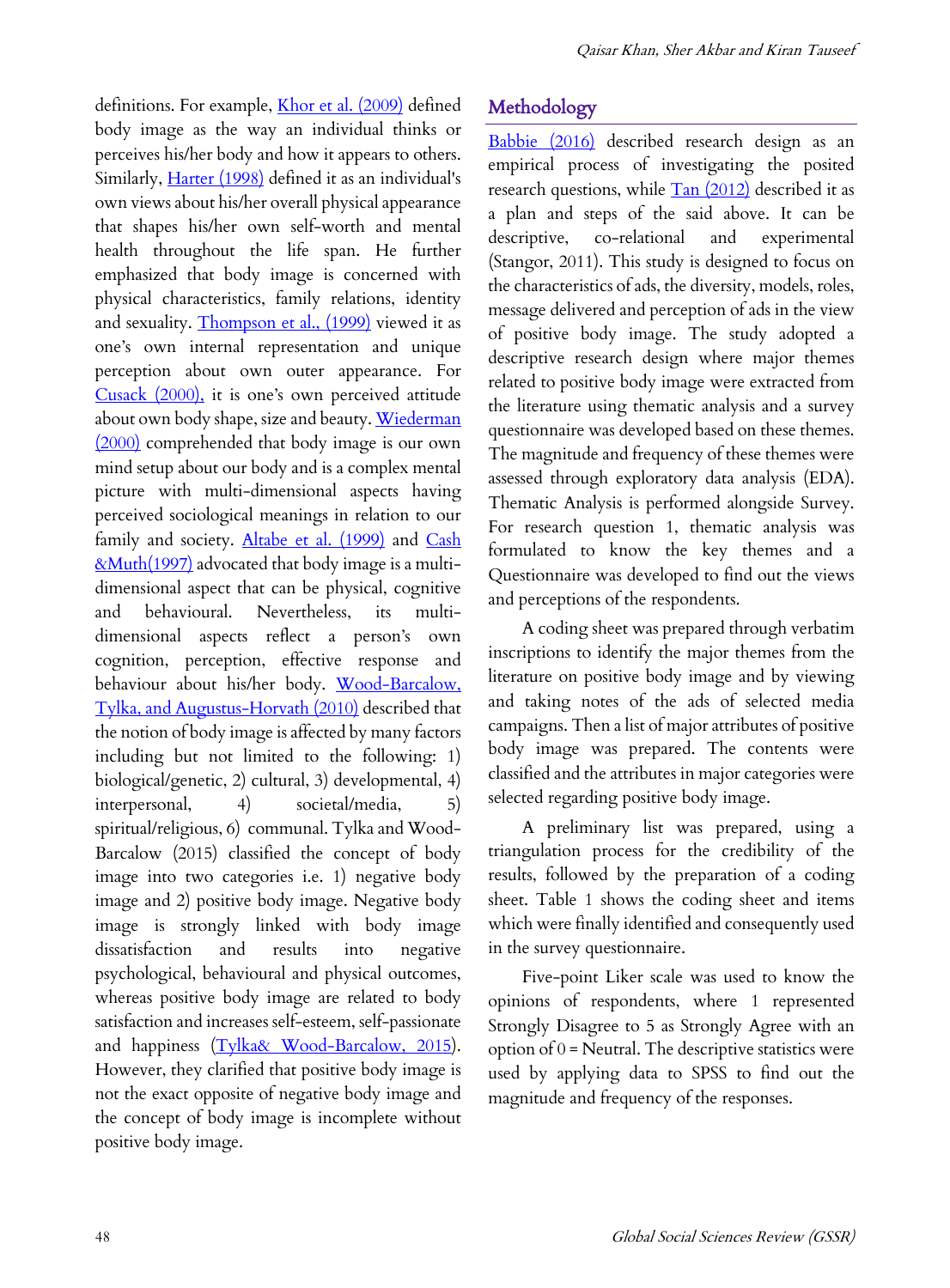definitions. For example, Khor et al. (2009) defined body image as the way an individual thinks or perceives his/her body and how it appears to others. Similarly, Harter (1998) defined it as an individual's own views about his/her overall physical appearance that shapes his/her own self-worth and mental health throughout the life span. He further emphasized that body image is concerned with physical characteristics, family relations, identity and sexuality. Thompson et al., (1999) viewed it as one's own internal representation and unique perception about own outer appearance. For Cusack (2000), it is one's own perceived attitude about own body shape, size and beauty. Wiederman (2000) comprehended that body image is our own mind setup about our body and is a complex mental picture with multi-dimensional aspects having perceived sociological meanings in relation to our family and society. Altabe et al. (1999) and Cash &Muth(1997) advocated that body image is a multi-dimensional aspect that can be physical, cognitive and behavioural. Nevertheless, its multi-dimensional aspects reflect a person's own cognition, perception, effective response and behaviour about his/her body. Wood-Barcalow, Tylka, and Augustus-Horvath (2010) described that the notion of body image is affected by many factors including but not limited to the following: 1) biological/genetic, 2) cultural, 3) developmental, 4) interpersonal, 4) societal/media, 5) spiritual/religious, 6) communal. Tylka and Wood-Barcalow (2015) classified the concept of body image into two categories i.e. 1) negative body image and 2) positive body image. Negative body image is strongly linked with body image dissatisfaction and results into negative psychological, behavioural and physical outcomes, whereas positive body image are related to body satisfaction and increases self-esteem, self-passionate and happiness (Tylka& Wood-Barcalow, 2015). However, they clarified that positive body image is not the exact opposite of negative body image and the concept of body image is incomplete without positive body image.

## Methodology

Babbie (2016) described research design as an empirical process of investigating the posited research questions, while Tan (2012) described it as a plan and steps of the said above. It can be descriptive, co-relational and experimental (Stangor, 2011). This study is designed to focus on the characteristics of ads, the diversity, models, roles, message delivered and perception of ads in the view of positive body image. The study adopted a descriptive research design where major themes related to positive body image were extracted from the literature using thematic analysis and a survey questionnaire was developed based on these themes. The magnitude and frequency of these themes were assessed through exploratory data analysis (EDA). Thematic Analysis is performed alongside Survey. For research question 1, thematic analysis was formulated to know the key themes and a Questionnaire was developed to find out the views and perceptions of the respondents.

A coding sheet was prepared through verbatim inscriptions to identify the major themes from the literature on positive body image and by viewing and taking notes of the ads of selected media campaigns. Then a list of major attributes of positive body image was prepared. The contents were classified and the attributes in major categories were selected regarding positive body image.

A preliminary list was prepared, using a triangulation process for the credibility of the results, followed by the preparation of a coding sheet. Table 1 shows the coding sheet and items which were finally identified and consequently used in the survey questionnaire.

Five-point Liker scale was used to know the opinions of respondents, where 1 represented Strongly Disagree to 5 as Strongly Agree with an option of 0 = Neutral. The descriptive statistics were used by applying data to SPSS to find out the magnitude and frequency of the responses.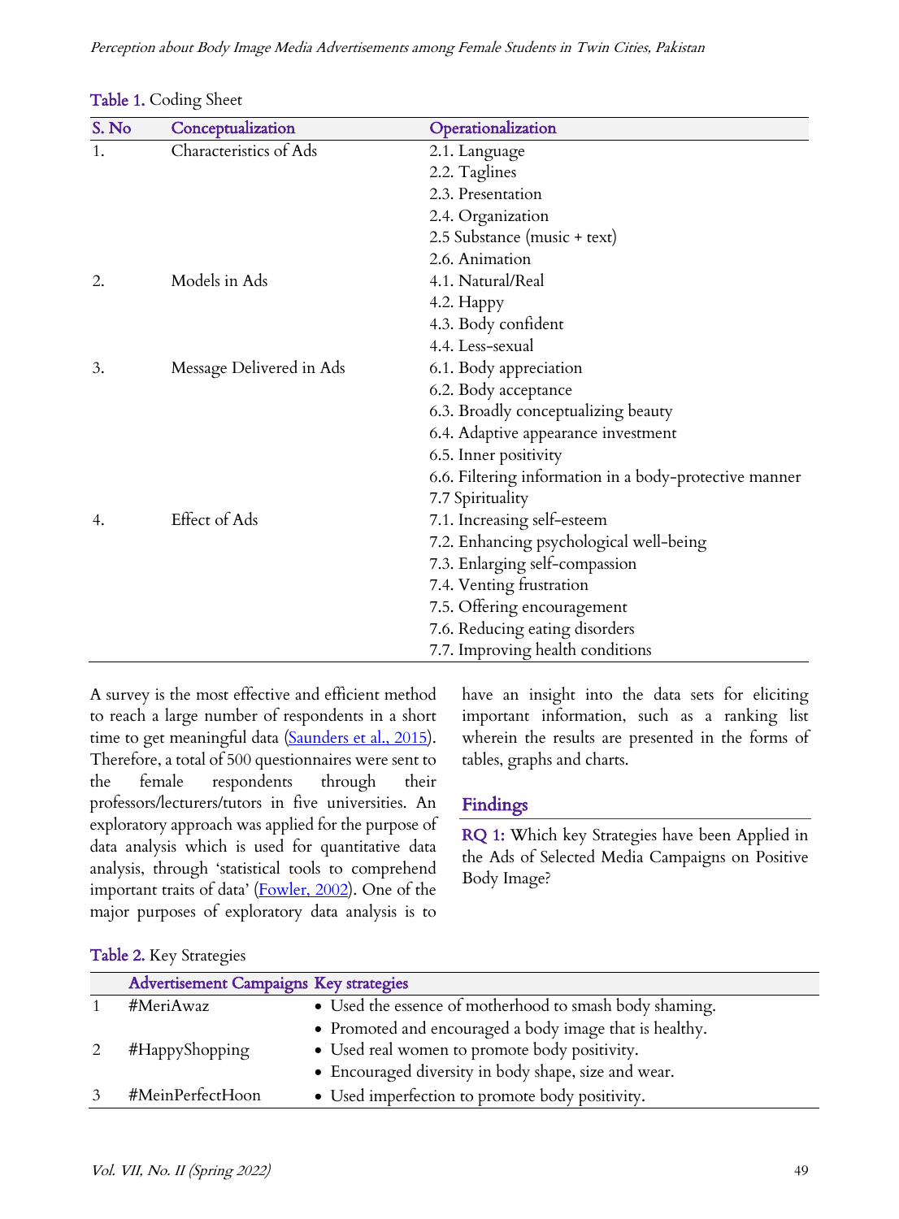**Table 1.** Coding Sheet

| S. No | Conceptualization | Operationalization |
|---|---|---|
| 1. | Characteristics of Ads | 2.1. Language |
| | | 2.2. Taglines |
| | | 2.3. Presentation |
| | | 2.4. Organization |
| | | 2.5 Substance (music + text) |
| | | 2.6. Animation |
| 2. | Models in Ads | 4.1. Natural/Real |
| | | 4.2. Happy |
| | | 4.3. Body confident |
| | | 4.4. Less-sexual |
| 3. | Message Delivered in Ads | 6.1. Body appreciation |
| | | 6.2. Body acceptance |
| | | 6.3. Broadly conceptualizing beauty |
| | | 6.4. Adaptive appearance investment |
| | | 6.5. Inner positivity |
| | | 6.6. Filtering information in a body-protective manner |
| | | 7.7 Spirituality |
| 4. | Effect of Ads | 7.1. Increasing self-esteem |
| | | 7.2. Enhancing psychological well-being |
| | | 7.3. Enlarging self-compassion |
| | | 7.4. Venting frustration |
| | | 7.5. Offering encouragement |
| | | 7.6. Reducing eating disorders |
| | | 7.7. Improving health conditions |

A survey is the most effective and efficient method to reach a large number of respondents in a short time to get meaningful data (Saunders et al., 2015). Therefore, a total of 500 questionnaires were sent to the female respondents through their professors/lecturers/tutors in five universities. An exploratory approach was applied for the purpose of data analysis which is used for quantitative data analysis, through 'statistical tools to comprehend important traits of data' (Fowler, 2002). One of the major purposes of exploratory data analysis is to have an insight into the data sets for eliciting important information, such as a ranking list wherein the results are presented in the forms of tables, graphs and charts.

## Findings

**RQ 1:** Which key Strategies have been Applied in the Ads of Selected Media Campaigns on Positive Body Image?

**Table 2.** Key Strategies

| | Advertisement Campaigns | Key strategies |
|---|---|---|
| 1 | #MeriAwaz | • Used the essence of motherhood to smash body shaming.<br>• Promoted and encouraged a body image that is healthy. |
| 2 | #HappyShopping | • Used real women to promote body positivity.<br>• Encouraged diversity in body shape, size and wear. |
| 3 | #MeinPerfectHoon | • Used imperfection to promote body positivity. |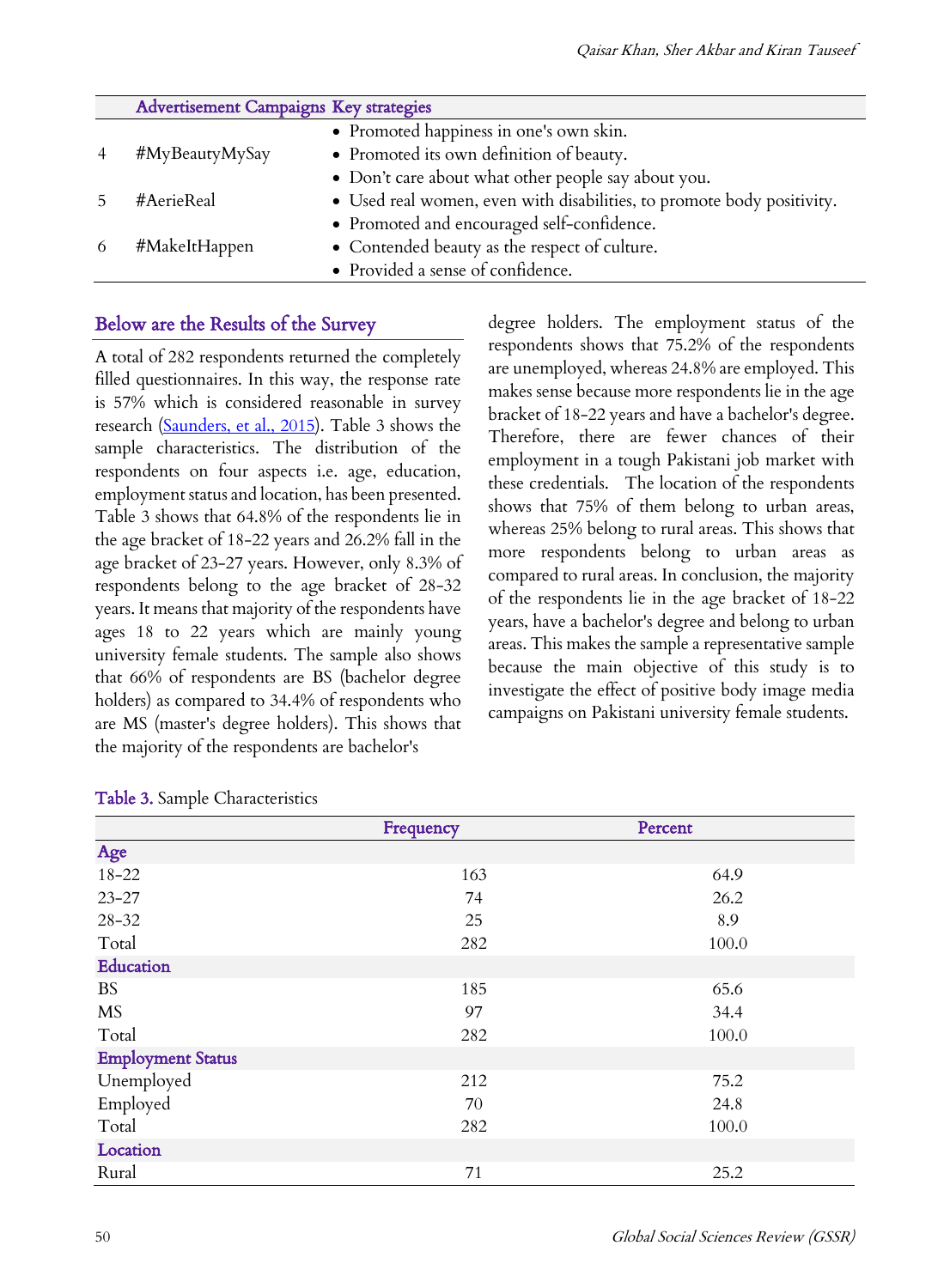| | Advertisement Campaigns | Key strategies |
|---|---|---|
| 4 | #MyBeautyMySay | • Promoted happiness in one's own skin. • Promoted its own definition of beauty. • Don't care about what other people say about you. |
| 5 | #AerieReal | • Used real women, even with disabilities, to promote body positivity. |
| 6 | #MakeItHappen | • Promoted and encouraged self-confidence. • Contended beauty as the respect of culture. • Provided a sense of confidence. |

## Below are the Results of the Survey

A total of 282 respondents returned the completely filled questionnaires. In this way, the response rate is 57% which is considered reasonable in survey research (Saunders, et al., 2015). Table 3 shows the sample characteristics. The distribution of the respondents on four aspects i.e. age, education, employment status and location, has been presented. Table 3 shows that 64.8% of the respondents lie in the age bracket of 18-22 years and 26.2% fall in the age bracket of 23-27 years. However, only 8.3% of respondents belong to the age bracket of 28-32 years. It means that majority of the respondents have ages 18 to 22 years which are mainly young university female students. The sample also shows that 66% of respondents are BS (bachelor degree holders) as compared to 34.4% of respondents who are MS (master's degree holders). This shows that the majority of the respondents are bachelor's degree holders. The employment status of the respondents shows that 75.2% of the respondents are unemployed, whereas 24.8% are employed. This makes sense because more respondents lie in the age bracket of 18-22 years and have a bachelor's degree. Therefore, there are fewer chances of their employment in a tough Pakistani job market with these credentials. The location of the respondents shows that 75% of them belong to urban areas, whereas 25% belong to rural areas. This shows that more respondents belong to urban areas as compared to rural areas. In conclusion, the majority of the respondents lie in the age bracket of 18-22 years, have a bachelor's degree and belong to urban areas. This makes the sample a representative sample because the main objective of this study is to investigate the effect of positive body image media campaigns on Pakistani university female students.

**Table 3.** Sample Characteristics

| | Frequency | Percent |
|---|---|---|
| **Age** | | |
| 18-22 | 163 | 64.9 |
| 23-27 | 74 | 26.2 |
| 28-32 | 25 | 8.9 |
| Total | 282 | 100.0 |
| **Education** | | |
| BS | 185 | 65.6 |
| MS | 97 | 34.4 |
| Total | 282 | 100.0 |
| **Employment Status** | | |
| Unemployed | 212 | 75.2 |
| Employed | 70 | 24.8 |
| Total | 282 | 100.0 |
| **Location** | | |
| Rural | 71 | 25.2 |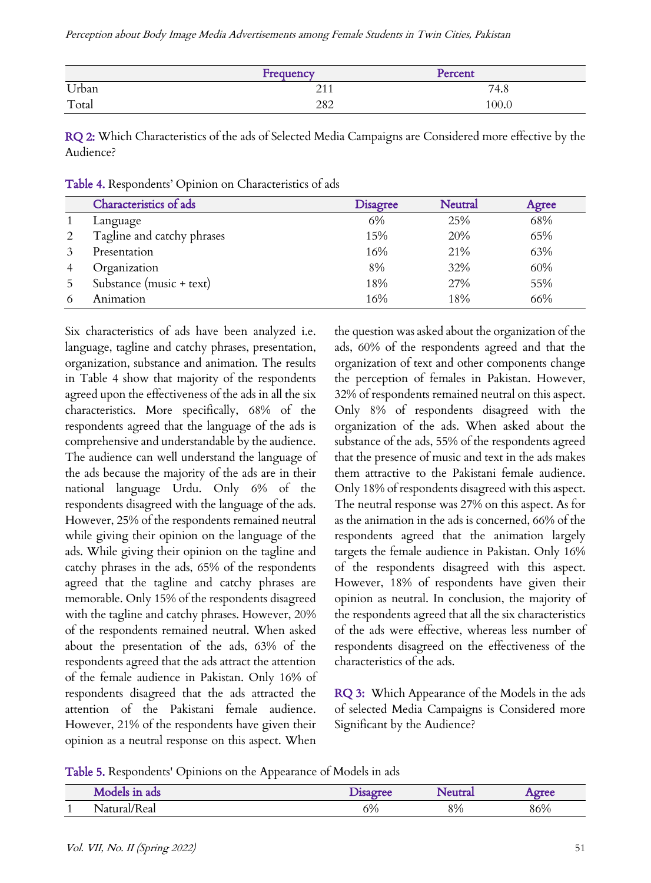| | Frequency | Percent |
|---|---|---|
| Urban | 211 | 74.8 |
| Total | 282 | 100.0 |

**RQ 2:** Which Characteristics of the ads of Selected Media Campaigns are Considered more effective by the Audience?

**Table 4.** Respondents' Opinion on Characteristics of ads

| | Characteristics of ads | Disagree | Neutral | Agree |
|---|---|---|---|---|
| 1 | Language | 6% | 25% | 68% |
| 2 | Tagline and catchy phrases | 15% | 20% | 65% |
| 3 | Presentation | 16% | 21% | 63% |
| 4 | Organization | 8% | 32% | 60% |
| 5 | Substance (music + text) | 18% | 27% | 55% |
| 6 | Animation | 16% | 18% | 66% |

Six characteristics of ads have been analyzed i.e. language, tagline and catchy phrases, presentation, organization, substance and animation. The results in Table 4 show that majority of the respondents agreed upon the effectiveness of the ads in all the six characteristics. More specifically, 68% of the respondents agreed that the language of the ads is comprehensive and understandable by the audience. The audience can well understand the language of the ads because the majority of the ads are in their national language Urdu. Only 6% of the respondents disagreed with the language of the ads. However, 25% of the respondents remained neutral while giving their opinion on the language of the ads. While giving their opinion on the tagline and catchy phrases in the ads, 65% of the respondents agreed that the tagline and catchy phrases are memorable. Only 15% of the respondents disagreed with the tagline and catchy phrases. However, 20% of the respondents remained neutral. When asked about the presentation of the ads, 63% of the respondents agreed that the ads attract the attention of the female audience in Pakistan. Only 16% of respondents disagreed that the ads attracted the attention of the Pakistani female audience. However, 21% of the respondents have given their opinion as a neutral response on this aspect. When the question was asked about the organization of the ads, 60% of the respondents agreed and that the organization of text and other components change the perception of females in Pakistan. However, 32% of respondents remained neutral on this aspect. Only 8% of respondents disagreed with the organization of the ads. When asked about the substance of the ads, 55% of the respondents agreed that the presence of music and text in the ads makes them attractive to the Pakistani female audience. Only 18% of respondents disagreed with this aspect. The neutral response was 27% on this aspect. As for as the animation in the ads is concerned, 66% of the respondents agreed that the animation largely targets the female audience in Pakistan. Only 16% of the respondents disagreed with this aspect. However, 18% of respondents have given their opinion as neutral. In conclusion, the majority of the respondents agreed that all the six characteristics of the ads were effective, whereas less number of respondents disagreed on the effectiveness of the characteristics of the ads.

**RQ 3:** Which Appearance of the Models in the ads of selected Media Campaigns is Considered more Significant by the Audience?

**Table 5.** Respondents' Opinions on the Appearance of Models in ads

| | Models in ads | Disagree | Neutral | Agree |
|---|---|---|---|---|
| 1 | Natural/Real | 6% | 8% | 86% |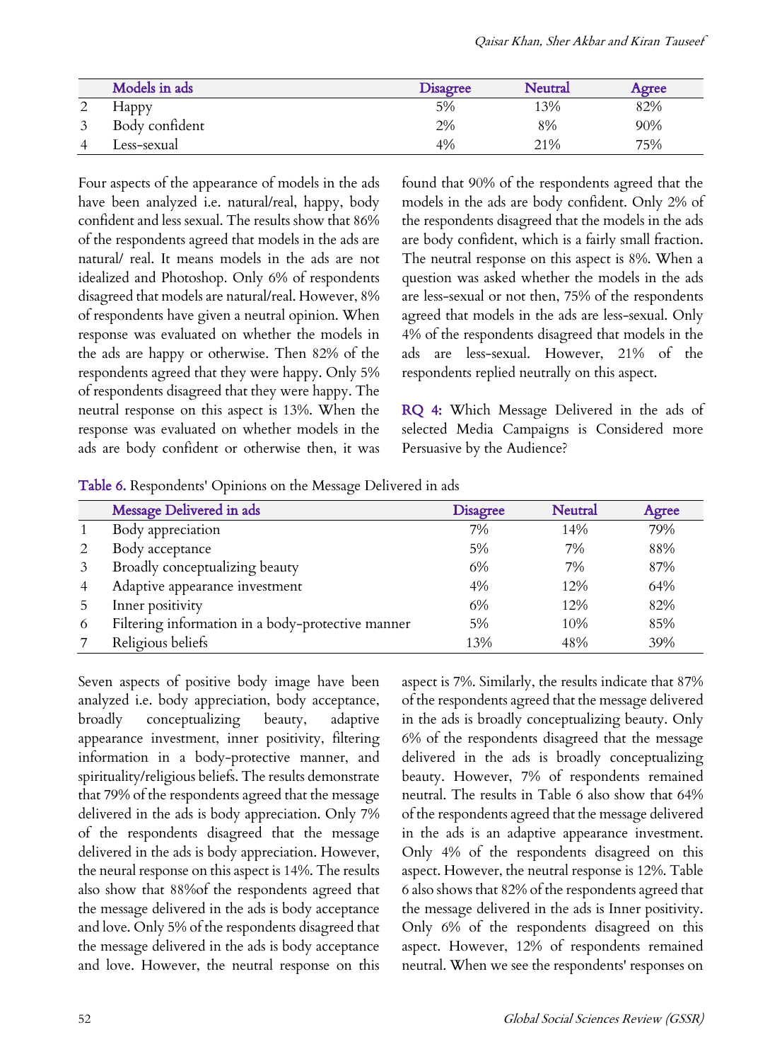|   | Models in ads | Disagree | Neutral | Agree |
|---|---|---|---|---|
| 2 | Happy | 5% | 13% | 82% |
| 3 | Body confident | 2% | 8% | 90% |
| 4 | Less-sexual | 4% | 21% | 75% |

Four aspects of the appearance of models in the ads have been analyzed i.e. natural/real, happy, body confident and less sexual. The results show that 86% of the respondents agreed that models in the ads are natural/ real. It means models in the ads are not idealized and Photoshop. Only 6% of respondents disagreed that models are natural/real. However, 8% of respondents have given a neutral opinion. When response was evaluated on whether the models in the ads are happy or otherwise. Then 82% of the respondents agreed that they were happy. Only 5% of respondents disagreed that they were happy. The neutral response on this aspect is 13%. When the response was evaluated on whether models in the ads are body confident or otherwise then, it was found that 90% of the respondents agreed that the models in the ads are body confident. Only 2% of the respondents disagreed that the models in the ads are body confident, which is a fairly small fraction. The neutral response on this aspect is 8%. When a question was asked whether the models in the ads are less-sexual or not then, 75% of the respondents agreed that models in the ads are less-sexual. Only 4% of the respondents disagreed that models in the ads are less-sexual. However, 21% of the respondents replied neutrally on this aspect.

**RQ 4:** Which Message Delivered in the ads of selected Media Campaigns is Considered more Persuasive by the Audience?

**Table 6.** Respondents' Opinions on the Message Delivered in ads

|   | Message Delivered in ads | Disagree | Neutral | Agree |
|---|---|---|---|---|
| 1 | Body appreciation | 7% | 14% | 79% |
| 2 | Body acceptance | 5% | 7% | 88% |
| 3 | Broadly conceptualizing beauty | 6% | 7% | 87% |
| 4 | Adaptive appearance investment | 4% | 12% | 64% |
| 5 | Inner positivity | 6% | 12% | 82% |
| 6 | Filtering information in a body-protective manner | 5% | 10% | 85% |
| 7 | Religious beliefs | 13% | 48% | 39% |

Seven aspects of positive body image have been analyzed i.e. body appreciation, body acceptance, broadly conceptualizing beauty, adaptive appearance investment, inner positivity, filtering information in a body-protective manner, and spirituality/religious beliefs. The results demonstrate that 79% of the respondents agreed that the message delivered in the ads is body appreciation. Only 7% of the respondents disagreed that the message delivered in the ads is body appreciation. However, the neural response on this aspect is 14%. The results also show that 88%of the respondents agreed that the message delivered in the ads is body acceptance and love. Only 5% of the respondents disagreed that the message delivered in the ads is body acceptance and love. However, the neutral response on this aspect is 7%. Similarly, the results indicate that 87% of the respondents agreed that the message delivered in the ads is broadly conceptualizing beauty. Only 6% of the respondents disagreed that the message delivered in the ads is broadly conceptualizing beauty. However, 7% of respondents remained neutral. The results in Table 6 also show that 64% of the respondents agreed that the message delivered in the ads is an adaptive appearance investment. Only 4% of the respondents disagreed on this aspect. However, the neutral response is 12%. Table 6 also shows that 82% of the respondents agreed that the message delivered in the ads is Inner positivity. Only 6% of the respondents disagreed on this aspect. However, 12% of respondents remained neutral. When we see the respondents' responses on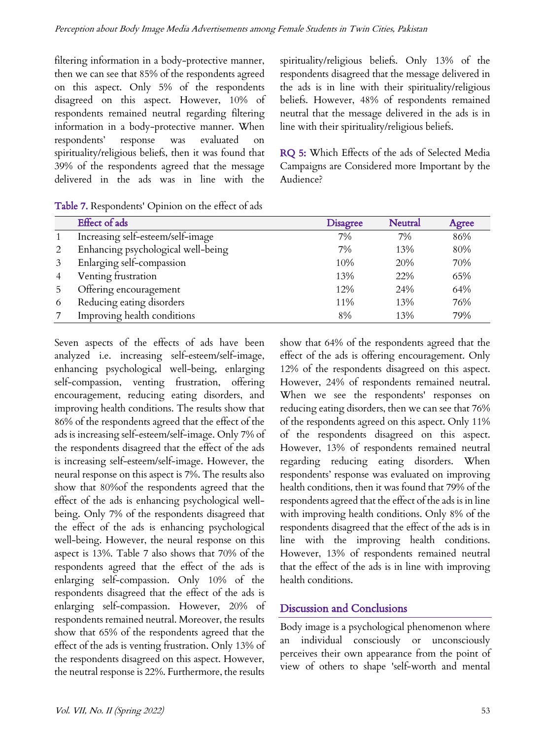filtering information in a body-protective manner, then we can see that 85% of the respondents agreed on this aspect. Only 5% of the respondents disagreed on this aspect. However, 10% of respondents remained neutral regarding filtering information in a body-protective manner. When respondents' response was evaluated on spirituality/religious beliefs, then it was found that 39% of the respondents agreed that the message delivered in the ads was in line with the spirituality/religious beliefs. Only 13% of the respondents disagreed that the message delivered in the ads is in line with their spirituality/religious beliefs. However, 48% of respondents remained neutral that the message delivered in the ads is in line with their spirituality/religious beliefs.

**RQ 5:** Which Effects of the ads of Selected Media Campaigns are Considered more Important by the Audience?

**Table 7.** Respondents' Opinion on the effect of ads

| | Effect of ads | Disagree | Neutral | Agree |
|---|---|---|---|---|
| 1 | Increasing self-esteem/self-image | 7% | 7% | 86% |
| 2 | Enhancing psychological well-being | 7% | 13% | 80% |
| 3 | Enlarging self-compassion | 10% | 20% | 70% |
| 4 | Venting frustration | 13% | 22% | 65% |
| 5 | Offering encouragement | 12% | 24% | 64% |
| 6 | Reducing eating disorders | 11% | 13% | 76% |
| 7 | Improving health conditions | 8% | 13% | 79% |

Seven aspects of the effects of ads have been analyzed i.e. increasing self-esteem/self-image, enhancing psychological well-being, enlarging self-compassion, venting frustration, offering encouragement, reducing eating disorders, and improving health conditions. The results show that 86% of the respondents agreed that the effect of the ads is increasing self-esteem/self-image. Only 7% of the respondents disagreed that the effect of the ads is increasing self-esteem/self-image. However, the neural response on this aspect is 7%. The results also show that 80%of the respondents agreed that the effect of the ads is enhancing psychological well-being. Only 7% of the respondents disagreed that the effect of the ads is enhancing psychological well-being. However, the neural response on this aspect is 13%. Table 7 also shows that 70% of the respondents agreed that the effect of the ads is enlarging self-compassion. Only 10% of the respondents disagreed that the effect of the ads is enlarging self-compassion. However, 20% of respondents remained neutral. Moreover, the results show that 65% of the respondents agreed that the effect of the ads is venting frustration. Only 13% of the respondents disagreed on this aspect. However, the neutral response is 22%. Furthermore, the results show that 64% of the respondents agreed that the effect of the ads is offering encouragement. Only 12% of the respondents disagreed on this aspect. However, 24% of respondents remained neutral. When we see the respondents' responses on reducing eating disorders, then we can see that 76% of the respondents agreed on this aspect. Only 11% of the respondents disagreed on this aspect. However, 13% of respondents remained neutral regarding reducing eating disorders. When respondents' response was evaluated on improving health conditions, then it was found that 79% of the respondents agreed that the effect of the ads is in line with improving health conditions. Only 8% of the respondents disagreed that the effect of the ads is in line with the improving health conditions. However, 13% of respondents remained neutral that the effect of the ads is in line with improving health conditions.

## Discussion and Conclusions

Body image is a psychological phenomenon where an individual consciously or unconsciously perceives their own appearance from the point of view of others to shape 'self-worth and mental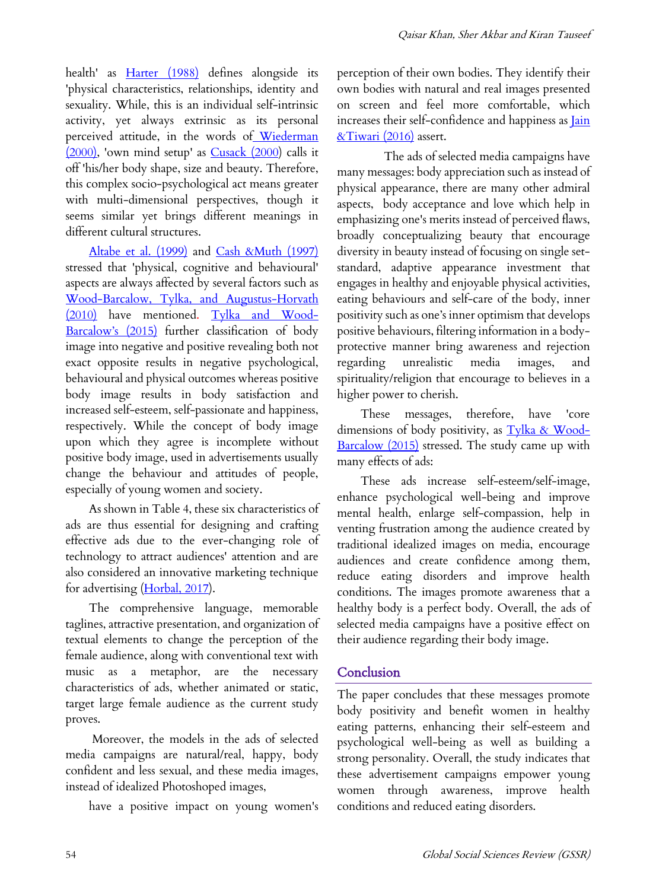health' as Harter (1988) defines alongside its 'physical characteristics, relationships, identity and sexuality. While, this is an individual self-intrinsic activity, yet always extrinsic as its personal perceived attitude, in the words of Wiederman (2000), 'own mind setup' as Cusack (2000) calls it off 'his/her body shape, size and beauty. Therefore, this complex socio-psychological act means greater with multi-dimensional perspectives, though it seems similar yet brings different meanings in different cultural structures.

Altabe et al. (1999) and Cash &Muth (1997) stressed that 'physical, cognitive and behavioural' aspects are always affected by several factors such as Wood-Barcalow, Tylka, and Augustus-Horvath (2010) have mentioned. Tylka and Wood-Barcalow's (2015) further classification of body image into negative and positive revealing both not exact opposite results in negative psychological, behavioural and physical outcomes whereas positive body image results in body satisfaction and increased self-esteem, self-passionate and happiness, respectively. While the concept of body image upon which they agree is incomplete without positive body image, used in advertisements usually change the behaviour and attitudes of people, especially of young women and society.

As shown in Table 4, these six characteristics of ads are thus essential for designing and crafting effective ads due to the ever-changing role of technology to attract audiences' attention and are also considered an innovative marketing technique for advertising (Horbal, 2017).

The comprehensive language, memorable taglines, attractive presentation, and organization of textual elements to change the perception of the female audience, along with conventional text with music as a metaphor, are the necessary characteristics of ads, whether animated or static, target large female audience as the current study proves.

Moreover, the models in the ads of selected media campaigns are natural/real, happy, body confident and less sexual, and these media images, instead of idealized Photoshoped images,

have a positive impact on young women's perception of their own bodies. They identify their own bodies with natural and real images presented on screen and feel more comfortable, which increases their self-confidence and happiness as Jain &Tiwari (2016) assert.

The ads of selected media campaigns have many messages: body appreciation such as instead of physical appearance, there are many other admiral aspects, body acceptance and love which help in emphasizing one's merits instead of perceived flaws, broadly conceptualizing beauty that encourage diversity in beauty instead of focusing on single set-standard, adaptive appearance investment that engages in healthy and enjoyable physical activities, eating behaviours and self-care of the body, inner positivity such as one's inner optimism that develops positive behaviours, filtering information in a body-protective manner bring awareness and rejection regarding unrealistic media images, and spirituality/religion that encourage to believes in a higher power to cherish.

These messages, therefore, have 'core dimensions of body positivity, as Tylka & Wood-Barcalow (2015) stressed. The study came up with many effects of ads:

These ads increase self-esteem/self-image, enhance psychological well-being and improve mental health, enlarge self-compassion, help in venting frustration among the audience created by traditional idealized images on media, encourage audiences and create confidence among them, reduce eating disorders and improve health conditions. The images promote awareness that a healthy body is a perfect body. Overall, the ads of selected media campaigns have a positive effect on their audience regarding their body image.

## Conclusion

The paper concludes that these messages promote body positivity and benefit women in healthy eating patterns, enhancing their self-esteem and psychological well-being as well as building a strong personality. Overall, the study indicates that these advertisement campaigns empower young women through awareness, improve health conditions and reduced eating disorders.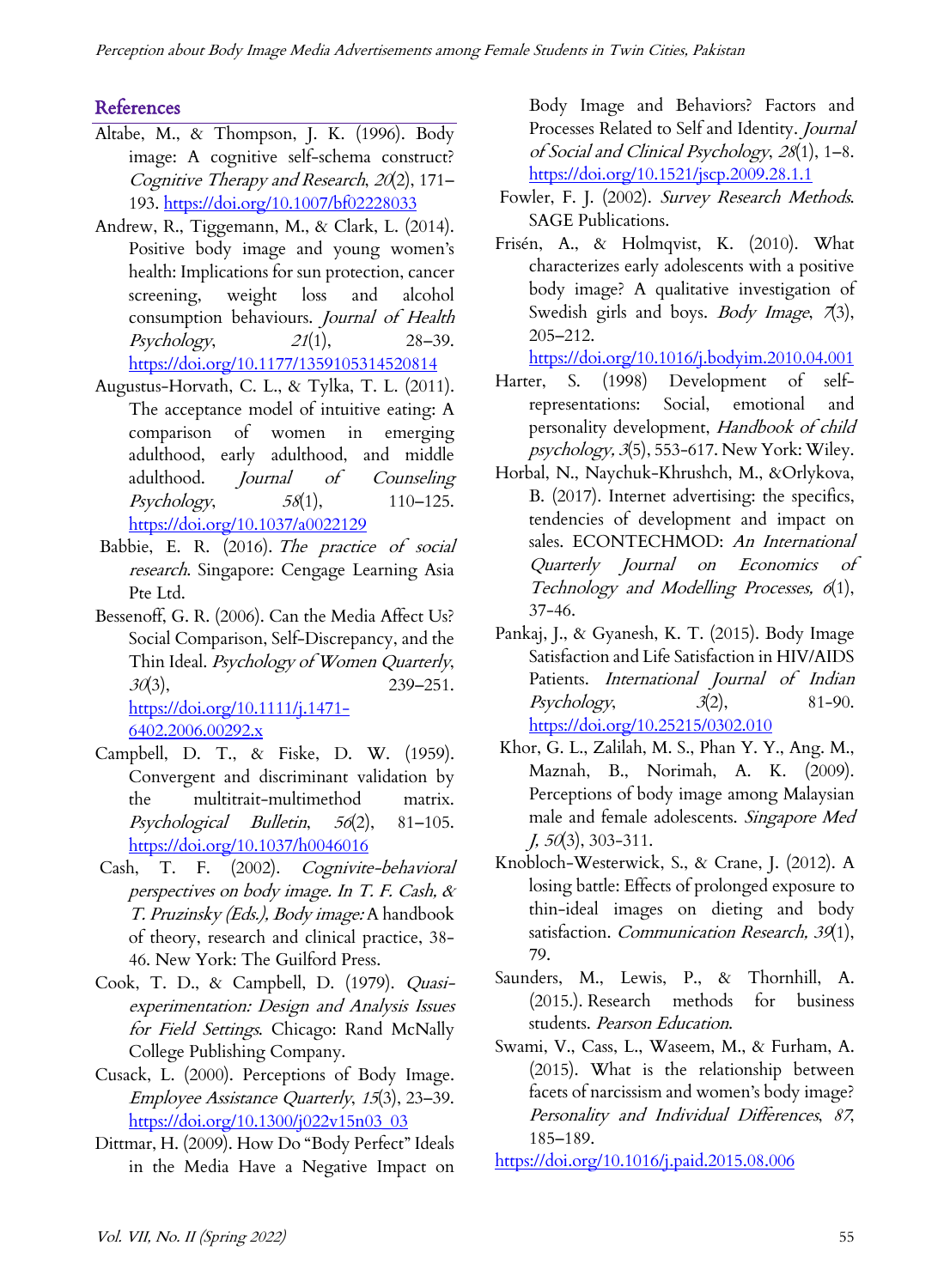## References

Altabe, M., & Thompson, J. K. (1996). Body image: A cognitive self-schema construct? *Cognitive Therapy and Research*, *20*(2), 171–193. https://doi.org/10.1007/bf02228033

Andrew, R., Tiggemann, M., & Clark, L. (2014). Positive body image and young women's health: Implications for sun protection, cancer screening, weight loss and alcohol consumption behaviours. *Journal of Health Psychology*, *21*(1), 28–39. https://doi.org/10.1177/1359105314520814

Augustus-Horvath, C. L., & Tylka, T. L. (2011). The acceptance model of intuitive eating: A comparison of women in emerging adulthood, early adulthood, and middle adulthood. *Journal of Counseling Psychology*, *58*(1), 110–125. https://doi.org/10.1037/a0022129

Babbie, E. R. (2016). *The practice of social research*. Singapore: Cengage Learning Asia Pte Ltd.

Bessenoff, G. R. (2006). Can the Media Affect Us? Social Comparison, Self-Discrepancy, and the Thin Ideal. *Psychology of Women Quarterly*, *30*(3), 239–251. https://doi.org/10.1111/j.1471-6402.2006.00292.x

Campbell, D. T., & Fiske, D. W. (1959). Convergent and discriminant validation by the multitrait-multimethod matrix. *Psychological Bulletin*, *56*(2), 81–105. https://doi.org/10.1037/h0046016

Cash, T. F. (2002). *Cognitive-behavioral perspectives on body image. In T. F. Cash, & T. Pruzinsky (Eds.), Body image:* A handbook of theory, research and clinical practice, 38-46. New York: The Guilford Press.

Cook, T. D., & Campbell, D. (1979). *Quasi-experimentation: Design and Analysis Issues for Field Settings*. Chicago: Rand McNally College Publishing Company.

Cusack, L. (2000). Perceptions of Body Image. *Employee Assistance Quarterly*, *15*(3), 23–39. https://doi.org/10.1300/j022v15n03_03

Dittmar, H. (2009). How Do "Body Perfect" Ideals in the Media Have a Negative Impact on Body Image and Behaviors? Factors and Processes Related to Self and Identity. *Journal of Social and Clinical Psychology*, *28*(1), 1–8. https://doi.org/10.1521/jscp.2009.28.1.1

Fowler, F. J. (2002). *Survey Research Methods*. SAGE Publications.

Frisén, A., & Holmqvist, K. (2010). What characterizes early adolescents with a positive body image? A qualitative investigation of Swedish girls and boys. *Body Image*, *7*(3), 205–212. https://doi.org/10.1016/j.bodyim.2010.04.001

Harter, S. (1998) Development of self-representations: Social, emotional and personality development, *Handbook of child psychology*, *3*(5), 553-617. New York: Wiley.

Horbal, N., Naychuk-Khrushch, M., &Orlykova, B. (2017). Internet advertising: the specifics, tendencies of development and impact on sales. ECONTECHMOD: *An International Quarterly Journal on Economics of Technology and Modelling Processes, 6*(1), 37-46.

Pankaj, J., & Gyanesh, K. T. (2015). Body Image Satisfaction and Life Satisfaction in HIV/AIDS Patients. *International Journal of Indian Psychology*, *3*(2), 81-90. https://doi.org/10.25215/0302.010

Khor, G. L., Zalilah, M. S., Phan Y. Y., Ang. M., Maznah, B., Norimah, A. K. (2009). Perceptions of body image among Malaysian male and female adolescents. *Singapore Med J, 50*(3), 303-311.

Knobloch-Westerwick, S., & Crane, J. (2012). A losing battle: Effects of prolonged exposure to thin-ideal images on dieting and body satisfaction. *Communication Research, 39*(1), 79.

Saunders, M., Lewis, P., & Thornhill, A. (2015.). Research methods for business students. *Pearson Education*.

Swami, V., Cass, L., Waseem, M., & Furham, A. (2015). What is the relationship between facets of narcissism and women's body image? *Personality and Individual Differences*, *87*, 185–189. https://doi.org/10.1016/j.paid.2015.08.006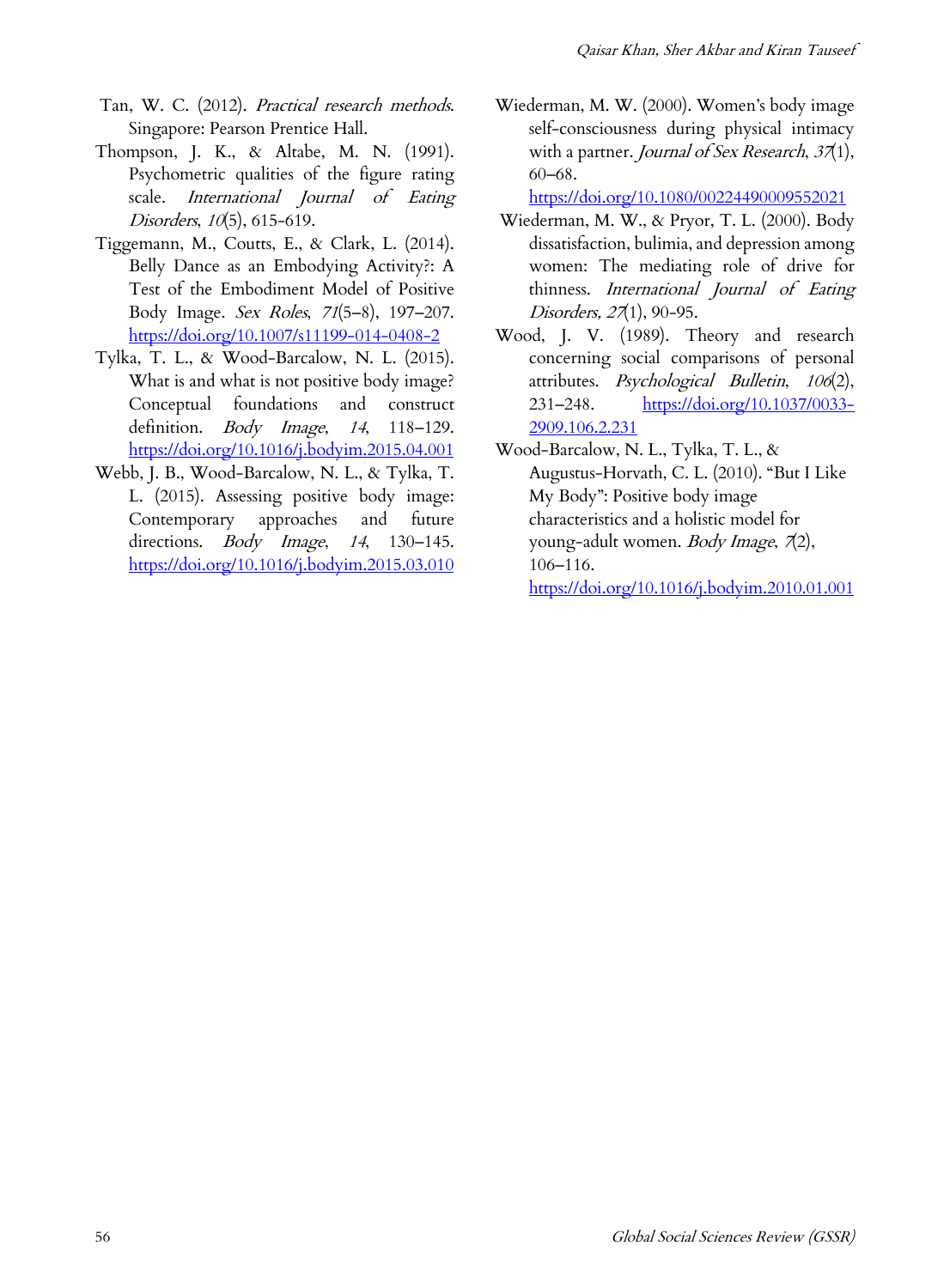Tan, W. C. (2012). *Practical research methods*. Singapore: Pearson Prentice Hall.

Thompson, J. K., & Altabe, M. N. (1991). Psychometric qualities of the figure rating scale. *International Journal of Eating Disorders*, *10*(5), 615-619.

Tiggemann, M., Coutts, E., & Clark, L. (2014). Belly Dance as an Embodying Activity?: A Test of the Embodiment Model of Positive Body Image. *Sex Roles*, *71*(5–8), 197–207. https://doi.org/10.1007/s11199-014-0408-2

Tylka, T. L., & Wood-Barcalow, N. L. (2015). What is and what is not positive body image? Conceptual foundations and construct definition. *Body Image*, *14*, 118–129. https://doi.org/10.1016/j.bodyim.2015.04.001

Webb, J. B., Wood-Barcalow, N. L., & Tylka, T. L. (2015). Assessing positive body image: Contemporary approaches and future directions. *Body Image*, *14*, 130–145. https://doi.org/10.1016/j.bodyim.2015.03.010

Wiederman, M. W. (2000). Women's body image self-consciousness during physical intimacy with a partner. *Journal of Sex Research*, *37*(1), 60–68. https://doi.org/10.1080/00224490009552021

Wiederman, M. W., & Pryor, T. L. (2000). Body dissatisfaction, bulimia, and depression among women: The mediating role of drive for thinness. *International Journal of Eating Disorders, 27*(1), 90-95.

Wood, J. V. (1989). Theory and research concerning social comparisons of personal attributes. *Psychological Bulletin*, *106*(2), 231–248. https://doi.org/10.1037/0033-2909.106.2.231

Wood-Barcalow, N. L., Tylka, T. L., & Augustus-Horvath, C. L. (2010). "But I Like My Body": Positive body image characteristics and a holistic model for young-adult women. *Body Image*, *7*(2), 106–116. https://doi.org/10.1016/j.bodyim.2010.01.001